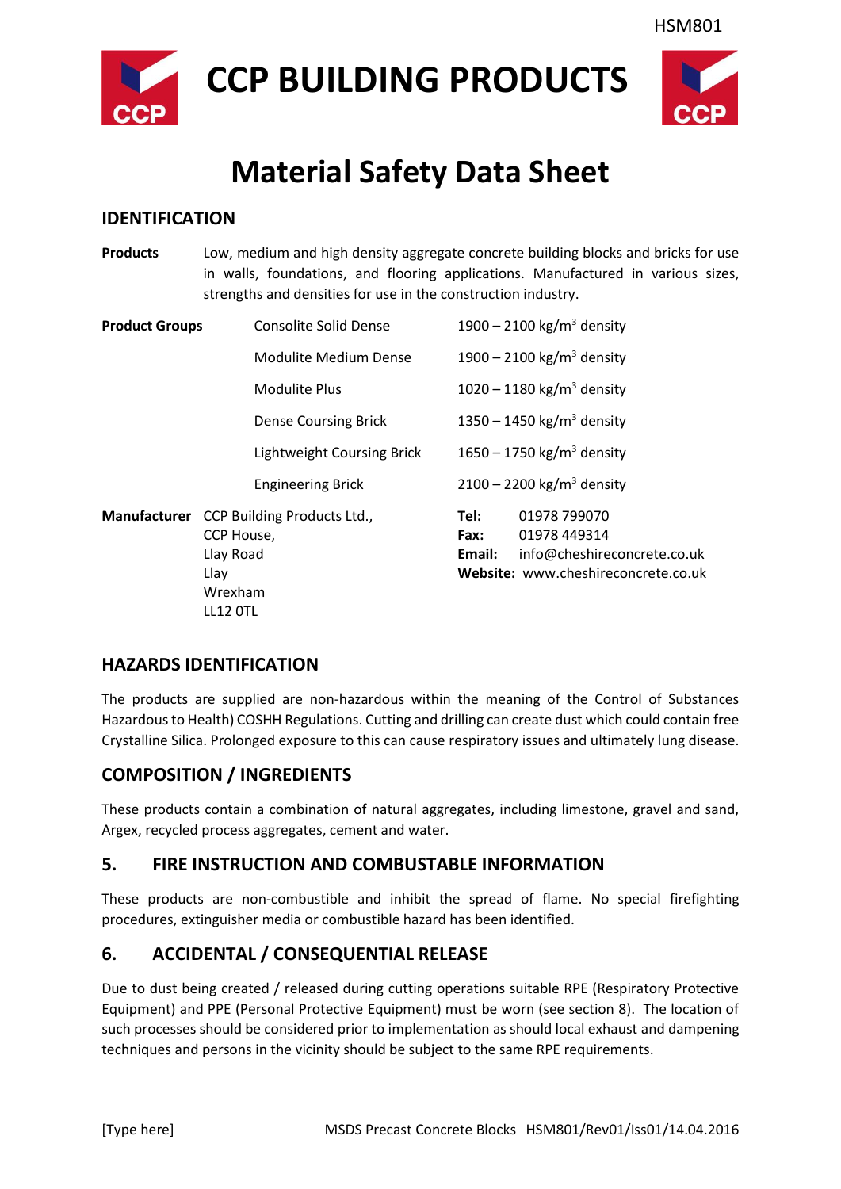HSM801

# CCP BUILDING PRODUCTS

# Material Safety Data Sheet

## IDENTIFICATION

**Products** Low, medium and high density aggregate concrete building blocks and bricks for use in walls, foundations, and flooring applications. Manufactured in various sizes, strengths and densities for use in the construction industry.

**Product Groups**

| | |
|---|---|
| Consolite Solid Dense | 1900 – 2100 kg/m$^3$ density |
| Modulite Medium Dense | 1900 – 2100 kg/m$^3$ density |
| Modulite Plus | 1020 – 1180 kg/m$^3$ density |
| Dense Coursing Brick | 1350 – 1450 kg/m$^3$ density |
| Lightweight Coursing Brick | 1650 – 1750 kg/m$^3$ density |
| Engineering Brick | 2100 – 2200 kg/m$^3$ density |

**Manufacturer** CCP Building Products Ltd.,
CCP House,
Llay Road
Llay
Wrexham
LL12 0TL

**Tel:** 01978 799070
**Fax:** 01978 449314
**Email:** info@cheshireconcrete.co.uk
**Website:** www.cheshireconcrete.co.uk

## HAZARDS IDENTIFICATION

The products are supplied are non-hazardous within the meaning of the Control of Substances Hazardous to Health) COSHH Regulations. Cutting and drilling can create dust which could contain free Crystalline Silica. Prolonged exposure to this can cause respiratory issues and ultimately lung disease.

## COMPOSITION / INGREDIENTS

These products contain a combination of natural aggregates, including limestone, gravel and sand, Argex, recycled process aggregates, cement and water.

## 5. FIRE INSTRUCTION AND COMBUSTABLE INFORMATION

These products are non-combustible and inhibit the spread of flame. No special firefighting procedures, extinguisher media or combustible hazard has been identified.

## 6. ACCIDENTAL / CONSEQUENTIAL RELEASE

Due to dust being created / released during cutting operations suitable RPE (Respiratory Protective Equipment) and PPE (Personal Protective Equipment) must be worn (see section 8). The location of such processes should be considered prior to implementation as should local exhaust and dampening techniques and persons in the vicinity should be subject to the same RPE requirements.

[Type here] MSDS Precast Concrete Blocks HSM801/Rev01/Iss01/14.04.2016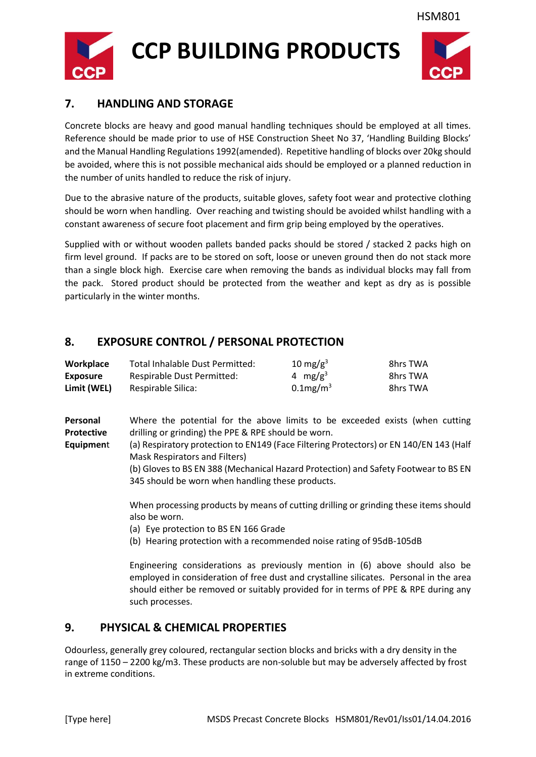## 7. HANDLING AND STORAGE

Concrete blocks are heavy and good manual handling techniques should be employed at all times. Reference should be made prior to use of HSE Construction Sheet No 37, 'Handling Building Blocks' and the Manual Handling Regulations 1992(amended). Repetitive handling of blocks over 20kg should be avoided, where this is not possible mechanical aids should be employed or a planned reduction in the number of units handled to reduce the risk of injury.

Due to the abrasive nature of the products, suitable gloves, safety foot wear and protective clothing should be worn when handling. Over reaching and twisting should be avoided whilst handling with a constant awareness of secure foot placement and firm grip being employed by the operatives.

Supplied with or without wooden pallets banded packs should be stored / stacked 2 packs high on firm level ground. If packs are to be stored on soft, loose or uneven ground then do not stack more than a single block high. Exercise care when removing the bands as individual blocks may fall from the pack. Stored product should be protected from the weather and kept as dry as is possible particularly in the winter months.

## 8. EXPOSURE CONTROL / PERSONAL PROTECTION

| **Workplace Exposure Limit (WEL)** | | | |
|---|---|---|---|
| | Total Inhalable Dust Permitted: | 10 mg/g$^3$ | 8hrs TWA |
| | Respirable Dust Permitted: | 4 mg/g$^3$ | 8hrs TWA |
| | Respirable Silica: | 0.1mg/m$^3$ | 8hrs TWA |

**Personal Protective Equipment**

Where the potential for the above limits to be exceeded exists (when cutting drilling or grinding) the PPE & RPE should be worn.

(a) Respiratory protection to EN149 (Face Filtering Protectors) or EN 140/EN 143 (Half Mask Respirators and Filters)

(b) Gloves to BS EN 388 (Mechanical Hazard Protection) and Safety Footwear to BS EN 345 should be worn when handling these products.

When processing products by means of cutting drilling or grinding these items should also be worn.

(a) Eye protection to BS EN 166 Grade
(b) Hearing protection with a recommended noise rating of 95dB-105dB

Engineering considerations as previously mention in (6) above should also be employed in consideration of free dust and crystalline silicates. Personal in the area should either be removed or suitably provided for in terms of PPE & RPE during any such processes.

## 9. PHYSICAL & CHEMICAL PROPERTIES

Odourless, generally grey coloured, rectangular section blocks and bricks with a dry density in the range of 1150 – 2200 kg/m3. These products are non-soluble but may be adversely affected by frost in extreme conditions.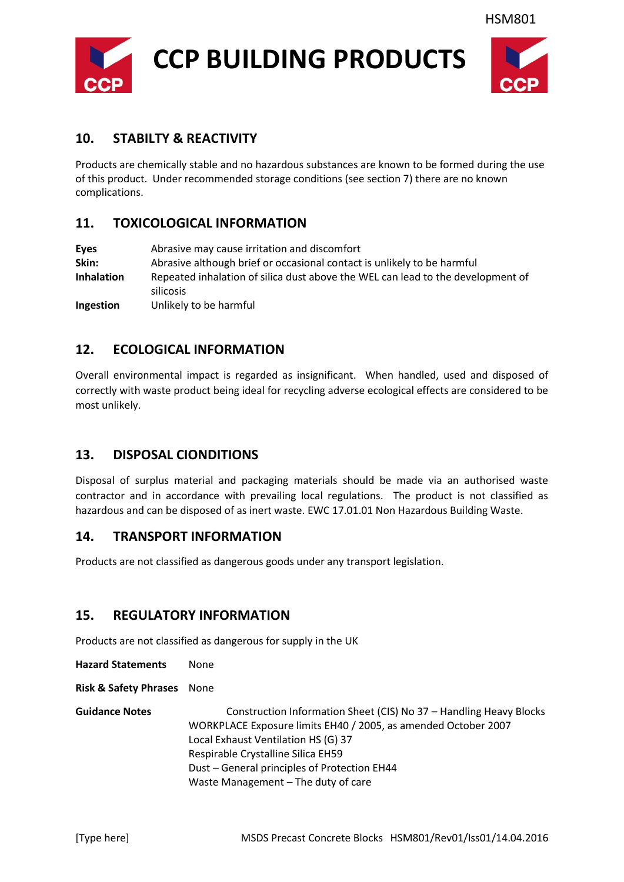## 10. STABILTY & REACTIVITY

Products are chemically stable and no hazardous substances are known to be formed during the use of this product. Under recommended storage conditions (see section 7) there are no known complications.

## 11. TOXICOLOGICAL INFORMATION

| | |
|---|---|
| **Eyes** | Abrasive may cause irritation and discomfort |
| **Skin:** | Abrasive although brief or occasional contact is unlikely to be harmful |
| **Inhalation** | Repeated inhalation of silica dust above the WEL can lead to the development of silicosis |
| **Ingestion** | Unlikely to be harmful |

## 12. ECOLOGICAL INFORMATION

Overall environmental impact is regarded as insignificant. When handled, used and disposed of correctly with waste product being ideal for recycling adverse ecological effects are considered to be most unlikely.

## 13. DISPOSAL CIONDITIONS

Disposal of surplus material and packaging materials should be made via an authorised waste contractor and in accordance with prevailing local regulations. The product is not classified as hazardous and can be disposed of as inert waste. EWC 17.01.01 Non Hazardous Building Waste.

## 14. TRANSPORT INFORMATION

Products are not classified as dangerous goods under any transport legislation.

## 15. REGULATORY INFORMATION

Products are not classified as dangerous for supply in the UK

**Hazard Statements** None

**Risk & Safety Phrases** None

**Guidance Notes**

Construction Information Sheet (CIS) No 37 – Handling Heavy Blocks
WORKPLACE Exposure limits EH40 / 2005, as amended October 2007
Local Exhaust Ventilation HS (G) 37
Respirable Crystalline Silica EH59
Dust – General principles of Protection EH44
Waste Management – The duty of care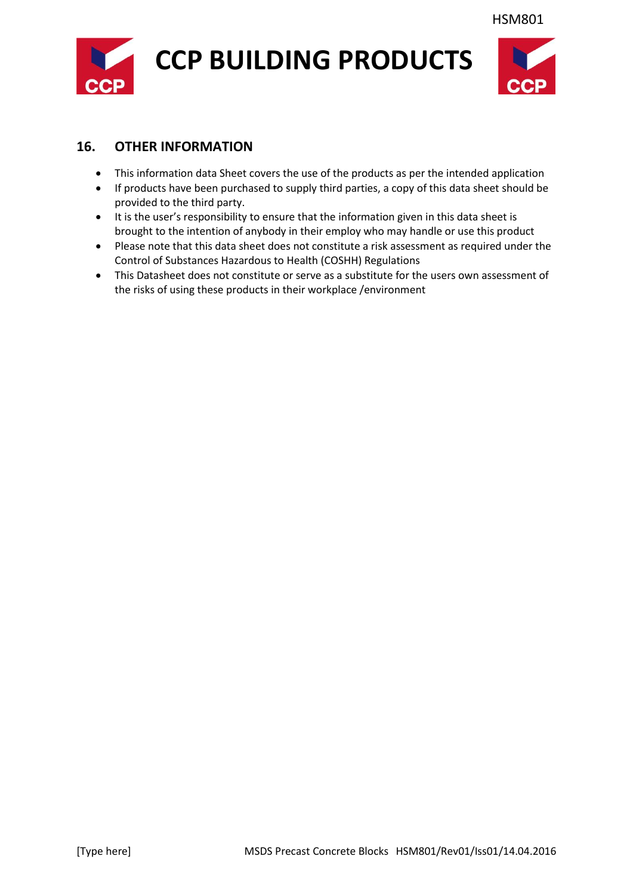## 16. OTHER INFORMATION

- This information data Sheet covers the use of the products as per the intended application
- If products have been purchased to supply third parties, a copy of this data sheet should be provided to the third party.
- It is the user's responsibility to ensure that the information given in this data sheet is brought to the intention of anybody in their employ who may handle or use this product
- Please note that this data sheet does not constitute a risk assessment as required under the Control of Substances Hazardous to Health (COSHH) Regulations
- This Datasheet does not constitute or serve as a substitute for the users own assessment of the risks of using these products in their workplace /environment